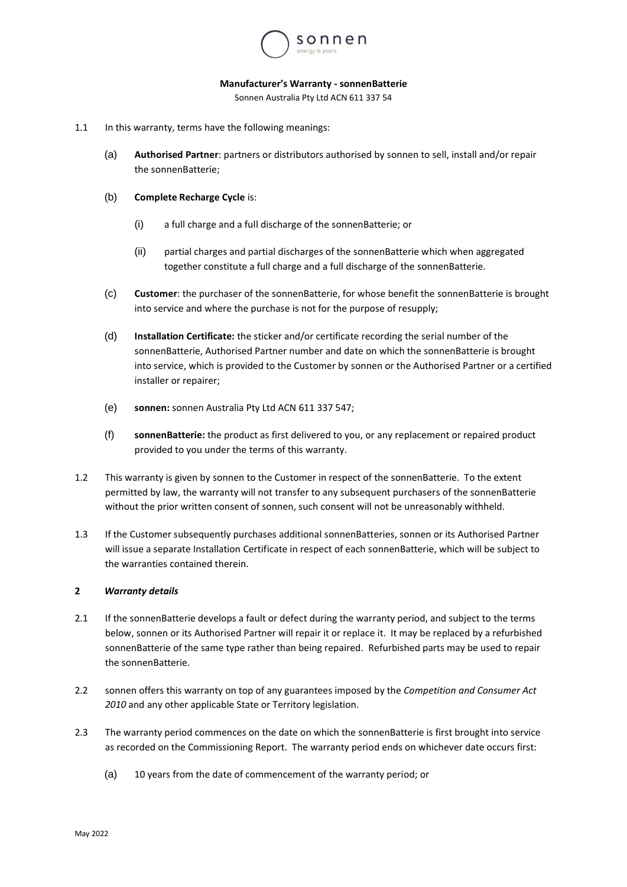sonnen
energy is yours

**Manufacturer's Warranty - sonnenBatterie**

Sonnen Australia Pty Ltd ACN 611 337 54

1.1 In this warranty, terms have the following meanings:

(a) **Authorised Partner**: partners or distributors authorised by sonnen to sell, install and/or repair the sonnenBatterie;

(b) **Complete Recharge Cycle** is:

(i) a full charge and a full discharge of the sonnenBatterie; or

(ii) partial charges and partial discharges of the sonnenBatterie which when aggregated together constitute a full charge and a full discharge of the sonnenBatterie.

(c) **Customer**: the purchaser of the sonnenBatterie, for whose benefit the sonnenBatterie is brought into service and where the purchase is not for the purpose of resupply;

(d) **Installation Certificate:** the sticker and/or certificate recording the serial number of the sonnenBatterie, Authorised Partner number and date on which the sonnenBatterie is brought into service, which is provided to the Customer by sonnen or the Authorised Partner or a certified installer or repairer;

(e) **sonnen:** sonnen Australia Pty Ltd ACN 611 337 547;

(f) **sonnenBatterie:** the product as first delivered to you, or any replacement or repaired product provided to you under the terms of this warranty.

1.2 This warranty is given by sonnen to the Customer in respect of the sonnenBatterie. To the extent permitted by law, the warranty will not transfer to any subsequent purchasers of the sonnenBatterie without the prior written consent of sonnen, such consent will not be unreasonably withheld.

1.3 If the Customer subsequently purchases additional sonnenBatteries, sonnen or its Authorised Partner will issue a separate Installation Certificate in respect of each sonnenBatterie, which will be subject to the warranties contained therein.

## 2 *Warranty details*

2.1 If the sonnenBatterie develops a fault or defect during the warranty period, and subject to the terms below, sonnen or its Authorised Partner will repair it or replace it. It may be replaced by a refurbished sonnenBatterie of the same type rather than being repaired. Refurbished parts may be used to repair the sonnenBatterie.

2.2 sonnen offers this warranty on top of any guarantees imposed by the *Competition and Consumer Act 2010* and any other applicable State or Territory legislation.

2.3 The warranty period commences on the date on which the sonnenBatterie is first brought into service as recorded on the Commissioning Report. The warranty period ends on whichever date occurs first:

(a) 10 years from the date of commencement of the warranty period; or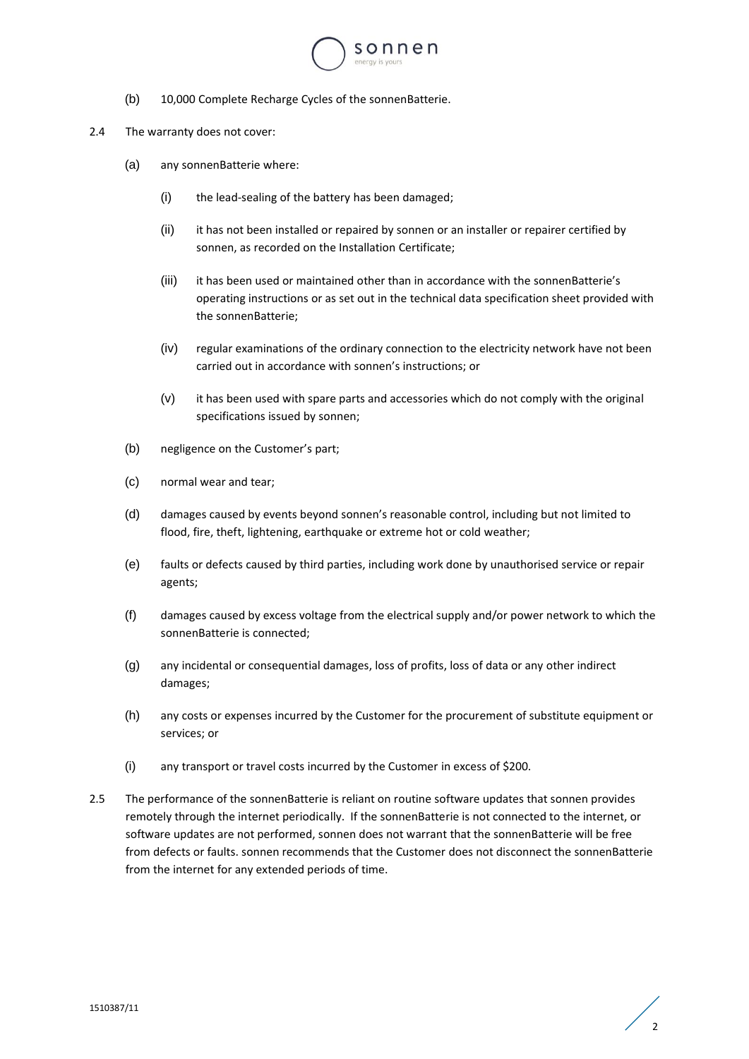(b) 10,000 Complete Recharge Cycles of the sonnenBatterie.

2.4 The warranty does not cover:

(a) any sonnenBatterie where:

(i) the lead-sealing of the battery has been damaged;

(ii) it has not been installed or repaired by sonnen or an installer or repairer certified by sonnen, as recorded on the Installation Certificate;

(iii) it has been used or maintained other than in accordance with the sonnenBatterie's operating instructions or as set out in the technical data specification sheet provided with the sonnenBatterie;

(iv) regular examinations of the ordinary connection to the electricity network have not been carried out in accordance with sonnen's instructions; or

(v) it has been used with spare parts and accessories which do not comply with the original specifications issued by sonnen;

(b) negligence on the Customer's part;

(c) normal wear and tear;

(d) damages caused by events beyond sonnen's reasonable control, including but not limited to flood, fire, theft, lightening, earthquake or extreme hot or cold weather;

(e) faults or defects caused by third parties, including work done by unauthorised service or repair agents;

(f) damages caused by excess voltage from the electrical supply and/or power network to which the sonnenBatterie is connected;

(g) any incidental or consequential damages, loss of profits, loss of data or any other indirect damages;

(h) any costs or expenses incurred by the Customer for the procurement of substitute equipment or services; or

(i) any transport or travel costs incurred by the Customer in excess of $200.

2.5 The performance of the sonnenBatterie is reliant on routine software updates that sonnen provides remotely through the internet periodically. If the sonnenBatterie is not connected to the internet, or software updates are not performed, sonnen does not warrant that the sonnenBatterie will be free from defects or faults. sonnen recommends that the Customer does not disconnect the sonnenBatterie from the internet for any extended periods of time.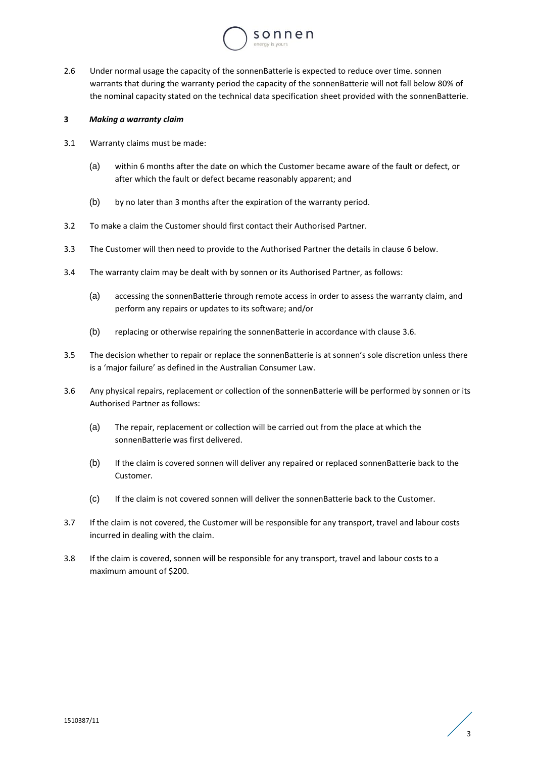2.6 Under normal usage the capacity of the sonnenBatterie is expected to reduce over time. sonnen warrants that during the warranty period the capacity of the sonnenBatterie will not fall below 80% of the nominal capacity stated on the technical data specification sheet provided with the sonnenBatterie.

### 3 *Making a warranty claim*

3.1 Warranty claims must be made:

(a) within 6 months after the date on which the Customer became aware of the fault or defect, or after which the fault or defect became reasonably apparent; and

(b) by no later than 3 months after the expiration of the warranty period.

3.2 To make a claim the Customer should first contact their Authorised Partner.

3.3 The Customer will then need to provide to the Authorised Partner the details in clause 6 below.

3.4 The warranty claim may be dealt with by sonnen or its Authorised Partner, as follows:

(a) accessing the sonnenBatterie through remote access in order to assess the warranty claim, and perform any repairs or updates to its software; and/or

(b) replacing or otherwise repairing the sonnenBatterie in accordance with clause 3.6.

3.5 The decision whether to repair or replace the sonnenBatterie is at sonnen's sole discretion unless there is a 'major failure' as defined in the Australian Consumer Law.

3.6 Any physical repairs, replacement or collection of the sonnenBatterie will be performed by sonnen or its Authorised Partner as follows:

(a) The repair, replacement or collection will be carried out from the place at which the sonnenBatterie was first delivered.

(b) If the claim is covered sonnen will deliver any repaired or replaced sonnenBatterie back to the Customer.

(c) If the claim is not covered sonnen will deliver the sonnenBatterie back to the Customer.

3.7 If the claim is not covered, the Customer will be responsible for any transport, travel and labour costs incurred in dealing with the claim.

3.8 If the claim is covered, sonnen will be responsible for any transport, travel and labour costs to a maximum amount of $200.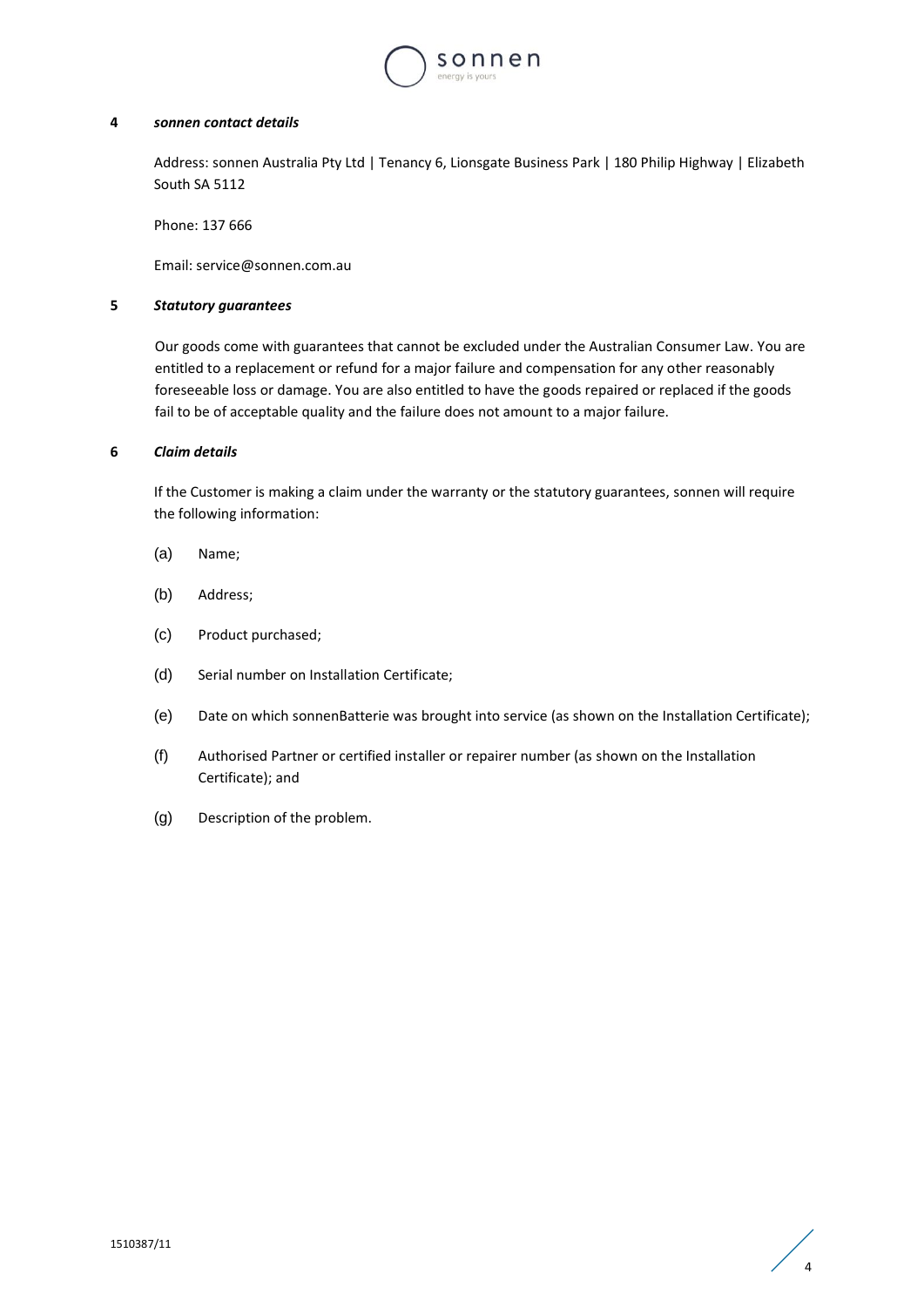## 4 *sonnen contact details*

Address: sonnen Australia Pty Ltd | Tenancy 6, Lionsgate Business Park | 180 Philip Highway | Elizabeth South SA 5112

Phone: 137 666

Email: service@sonnen.com.au

## 5 *Statutory guarantees*

Our goods come with guarantees that cannot be excluded under the Australian Consumer Law. You are entitled to a replacement or refund for a major failure and compensation for any other reasonably foreseeable loss or damage. You are also entitled to have the goods repaired or replaced if the goods fail to be of acceptable quality and the failure does not amount to a major failure.

## 6 *Claim details*

If the Customer is making a claim under the warranty or the statutory guarantees, sonnen will require the following information:

(a) Name;

(b) Address;

(c) Product purchased;

(d) Serial number on Installation Certificate;

(e) Date on which sonnenBatterie was brought into service (as shown on the Installation Certificate);

(f) Authorised Partner or certified installer or repairer number (as shown on the Installation Certificate); and

(g) Description of the problem.

1510387/11